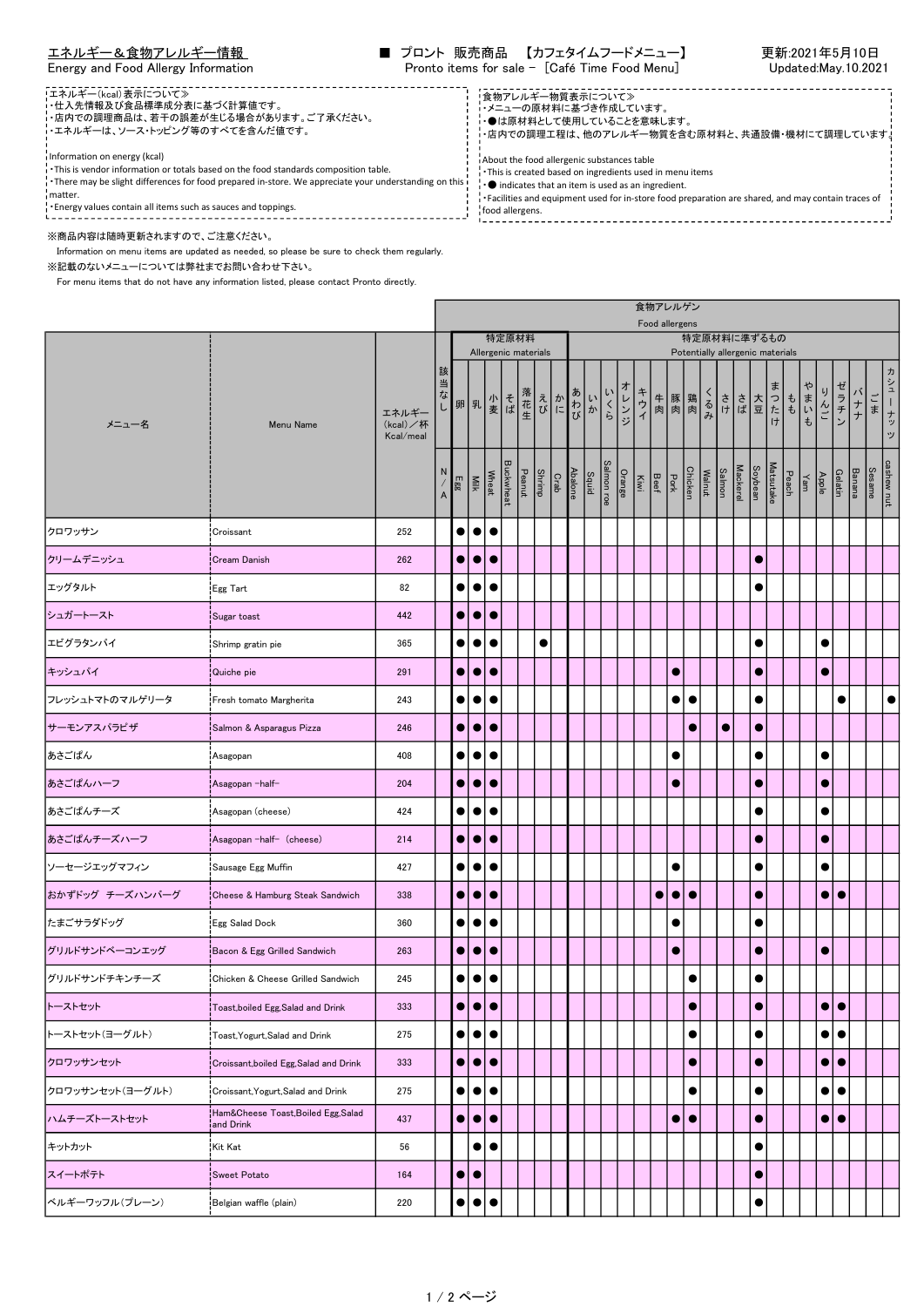## エネルギー＆食物アレルギー情報
Energy and Food Allergy Information

■ プロント 販売商品 【カフェタイムフードメニュー】
Pronto items for sale － [Café Time Food Menu]

更新:2021年5月10日
Updated:May.10.2021

≪エネルギー(kcal)表示について≫
・仕入先情報及び食品標準成分表に基づく計算値です。
・店内での調理商品は、若干の誤差が生じる場合があります。ご了承ください。
・エネルギーは、ソース・トッピング等のすべてを含んだ値です。

Information on energy (kcal)
・This is vendor information or totals based on the food standards composition table.
・There may be slight differences for food prepared in-store. We appreciate your understanding on this matter.
・Energy values contain all items such as sauces and toppings.

≪食物アレルギー物質表示について≫
・メニューの原材料に基づき作成しています。
・●は原材料として使用していることを意味します。
・店内での調理工程は、他のアレルギー物質を含む原材料と、共通設備・機材にて調理しています。

About the food allergenic substances table
・This is created based on ingredients used in menu items
・● indicates that an item is used as an ingredient.
・Facilities and equipment used for in-store food preparation are shared, and may contain traces of food allergens.

※商品内容は随時更新されますので、ご注意ください。
Information on menu items are updated as needed, so please be sure to check them regularly.
※記載のないメニューについては弊社までお問い合わせ下さい。
For menu items that do not have any information listed, please contact Pronto directly.

| メニュー名 | Menu Name | エネルギー(kcal)／杯 Kcal/meal | 食物アレルゲン Food allergens | | | | | | | | | | | | | | | | | | | | | | | | | | | |
|---|---|---|---|---|---|---|---|---|---|---|---|---|---|---|---|---|---|---|---|---|---|---|---|---|---|---|---|---|---|---|
| | | | | 特定原材料 Allergenic materials | | | | | | | 特定原材料に準ずるもの Potentially allergenic materials | | | | | | | | | | | | | | | | | | | |
| | | | 該当なし N/A | 卵 Egg | 乳 Milk | 小麦 Wheat | そば Buckwheat | 落花生 Peanut | えび Shrimp | かに Crab | あわび Abalone | いか Squid | いくら Salmon roe | オレンジ Orange | キウイ Kiwi | 牛肉 Beef | 豚肉 Pork | 鶏肉 Chicken | くるみ Walnut | さけ Salmon | さば Mackerel | 大豆 Soybean | まつたけ Matsutake | もも Peach | やまいも Yam | りんご Apple | ゼラチン Gelatin | バナナ Banana | ごま Sesame | カシューナッツ cashew nut |
| クロワッサン | Croissant | 252 | | ● | ● | ● | | | | | | | | | | | | | | | | | | | | | | | | |
| クリームデニッシュ | Cream Danish | 262 | | ● | ● | ● | | | | | | | | | | | | | | | | ● | | | | | | | | |
| エッグタルト | Egg Tart | 82 | | ● | ● | ● | | | | | | | | | | | | | | | | ● | | | | | | | | |
| シュガートースト | Sugar toast | 442 | | ● | ● | ● | | | | | | | | | | | | | | | | | | | | | | | | |
| エビグラタンパイ | Shrimp gratin pie | 365 | | ● | ● | ● | | | ● | | | | | | | | | | | | | ● | | | | ● | | | | |
| キッシュパイ | Quiche pie | 291 | | ● | ● | ● | | | | | | | | | | | ● | | | | | ● | | | | ● | | | | |
| フレッシュトマトのマルゲリータ | Fresh tomato Margherita | 243 | | ● | ● | ● | | | | | | | | | | | ● | ● | | | | ● | | | | | ● | | | ● |
| サーモンアスパラピザ | Salmon & Asparagus Pizza | 246 | | ● | ● | ● | | | | | | | | | | | | ● | | ● | | ● | | | | | | | | |
| あさごぱん | Asagopan | 408 | | ● | ● | ● | | | | | | | | | | | ● | | | | | ● | | | | ● | | | | |
| あさごぱんハーフ | Asagopan -half- | 204 | | ● | ● | ● | | | | | | | | | | | ● | | | | | ● | | | | ● | | | | |
| あさごぱんチーズ | Asagopan (cheese) | 424 | | ● | ● | ● | | | | | | | | | | | | | | | | ● | | | | ● | | | | |
| あさごぱんチーズハーフ | Asagopan -half- (cheese) | 214 | | ● | ● | ● | | | | | | | | | | | | | | | | ● | | | | ● | | | | |
| ソーセージエッグマフィン | Sausage Egg Muffin | 427 | | ● | ● | ● | | | | | | | | | | | ● | | | | | ● | | | | ● | | | | |
| おかずドッグ チーズハンバーグ | Cheese & Hamburg Steak Sandwich | 338 | | ● | ● | ● | | | | | | | | | | ● | ● | ● | | | | ● | | | | ● | ● | | | |
| たまごサラダドッグ | Egg Salad Dock | 360 | | ● | ● | ● | | | | | | | | | | | ● | | | | | ● | | | | | | | | |
| グリルドサンドベーコンエッグ | Bacon & Egg Grilled Sandwich | 263 | | ● | ● | ● | | | | | | | | | | | ● | | | | | ● | | | | ● | | | | |
| グリルドサンドチキンチーズ | Chicken & Cheese Grilled Sandwich | 245 | | ● | ● | ● | | | | | | | | | | | | ● | | | | ● | | | | | | | | |
| トーストセット | Toast,boiled Egg,Salad and Drink | 333 | | ● | ● | ● | | | | | | | | | | | | ● | | | | ● | | | | ● | ● | | | |
| トーストセット(ヨーグルト) | Toast,Yogurt,Salad and Drink | 275 | | ● | ● | ● | | | | | | | | | | | | ● | | | | ● | | | | ● | ● | | | |
| クロワッサンセット | Croissant,boiled Egg,Salad and Drink | 333 | | ● | ● | ● | | | | | | | | | | | | ● | | | | ● | | | | ● | ● | | | |
| クロワッサンセット(ヨーグルト) | Croissant,Yogurt,Salad and Drink | 275 | | ● | ● | ● | | | | | | | | | | | | ● | | | | ● | | | | ● | ● | | | |
| ハムチーズトーストセット | Ham&Cheese Toast,Boiled Egg,Salad and Drink | 437 | | ● | ● | ● | | | | | | | | | | | ● | ● | | | | ● | | | | ● | ● | | | |
| キットカット | Kit Kat | 56 | | | ● | ● | | | | | | | | | | | | | | | | ● | | | | | | | | |
| スイートポテト | Sweet Potato | 164 | | ● | ● | | | | | | | | | | | | | | | | | ● | | | | | | | | |
| ベルギーワッフル(プレーン) | Belgian waffle (plain) | 220 | | ● | ● | ● | | | | | | | | | | | | | | | | ● | | | | | | | | |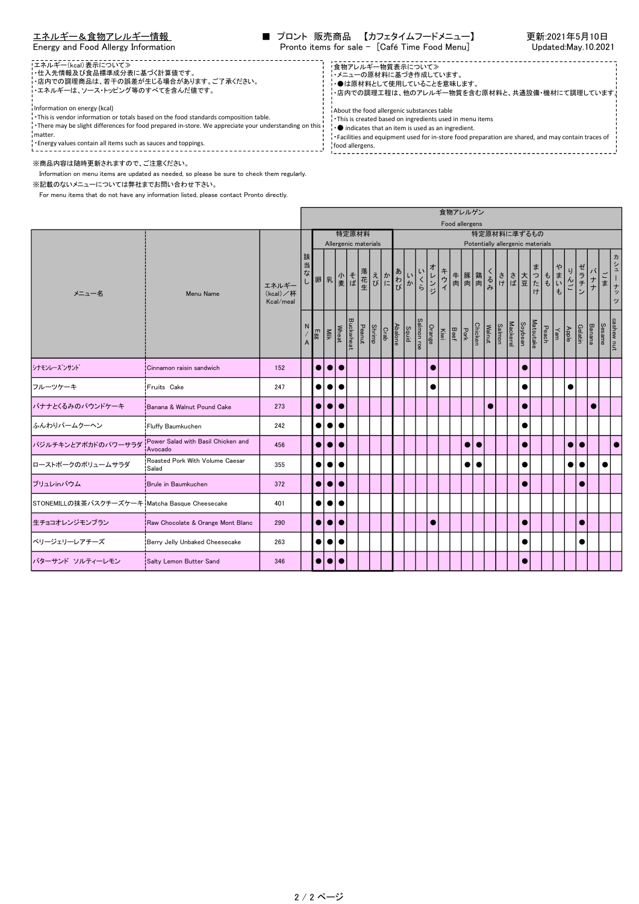# エネルギー＆食物アレルギー情報
Energy and Food Allergy Information

## ■ プロント 販売商品 【カフェタイムフードメニュー】
Pronto items for sale – [Café Time Food Menu]

更新:2021年5月10日
Updated:May.10.2021

≪エネルギー(kcal)表示について≫
・仕入先情報及び食品標準成分表に基づく計算値です。
・店内での調理商品は、若干の誤差が生じる場合があります。ご了承ください。
・エネルギーは、ソース・トッピング等のすべてを含んだ値です。

Information on energy (kcal)
・This is vendor information or totals based on the food standards composition table.
・There may be slight differences for food prepared in-store. We appreciate your understanding on this matter.
・Energy values contain all items such as sauces and toppings.

≪食物アレルギー物質表示について≫
・メニューの原材料に基づき作成しています。
・●は原材料として使用していることを意味します。
・店内での調理工程は、他のアレルギー物質を含む原材料と、共通設備・機材にて調理しています。

About the food allergenic substances table
・This is created based on ingredients used in menu items
・● indicates that an item is used as an ingredient.
・Facilities and equipment used for in-store food preparation are shared, and may contain traces of food allergens.

※商品内容は随時更新されますので、ご注意ください。
Information on menu items are updated as needed, so please be sure to check them regularly.
※記載のないメニューについては弊社までお問い合わせ下さい。
For menu items that do not have any information listed, please contact Pronto directly.

| メニュー名 | Menu Name | エネルギー (kcal)／杯 Kcal/meal | 食物アレルゲン Food allergens | | | | | | | | | | | | | | | | | | | | | | | | | | | |
|---|---|---|---|---|---|---|---|---|---|---|---|---|---|---|---|---|---|---|---|---|---|---|---|---|---|---|---|---|---|---|
| | | | | 特定原材料 Allergenic materials | | | | | | | 特定原材料に準ずるもの Potentially allergenic materials | | | | | | | | | | | | | | | | | | | |
| | | | 該当なし N/A | 卵 Egg | 乳 Milk | 小麦 Wheat | そば Buckwheat | 落花生 Peanut | えび Shrimp | かに Crab | あわび Abalone | いか Squid | いくら Salmon roe | オレンジ Orange | キウイ Kiwi | 牛肉 Beef | 豚肉 Pork | 鶏肉 Chicken | くるみ Walnut | さけ Salmon | さば Mackerel | 大豆 Soybean | まつたけ Matsutake | もも Peach | やまいも Yam | りんご Apple | ゼラチン Gelatin | バナナ Banana | ごま Sesame | カシューナッツ cashew nut |
| シナモンレーズンサンド | Cinnamon raisin sandwich | 152 | | ● | ● | ● | | | | | | | | ● | | | | | | | | ● | | | | | | | | |
| フルーツケーキ | Fruits Cake | 247 | | ● | ● | ● | | | | | | | | ● | | | | | | | | ● | | | | ● | | | | |
| バナナとくるみのパウンドケーキ | Banana & Walnut Pound Cake | 273 | | ● | ● | ● | | | | | | | | | | | | | ● | | | ● | | | | | | ● | | |
| ふんわりバームクーヘン | Fluffy Baumkuchen | 242 | | ● | ● | ● | | | | | | | | | | | | | | | | ● | | | | | | | | |
| バジルチキンとアボカドのパワーサラダ | Power Salad with Basil Chicken and Avocado | 456 | | ● | ● | ● | | | | | | | | | | | ● | ● | | | | ● | | | | ● | ● | | | ● |
| ローストポークのボリュームサラダ | Roasted Pork With Volume Caesar Salad | 355 | | ● | ● | ● | | | | | | | | | | | ● | ● | | | | ● | | | | ● | ● | | ● | |
| ブリュレinバウム | Brule in Baumkuchen | 372 | | ● | ● | ● | | | | | | | | | | | | | | | | ● | | | | | ● | | | |
| STONEMILLの抹茶バスクチーズケーキ | Matcha Basque Cheesecake | 401 | | ● | ● | ● | | | | | | | | | | | | | | | | | | | | | | | | |
| 生チョコオレンジモンブラン | Raw Chocolate & Orange Mont Blanc | 290 | | ● | ● | ● | | | | | | | | ● | | | | | | | | ● | | | | | ● | | | |
| ベリージェリーレアチーズ | Berry Jelly Unbaked Cheesecake | 263 | | ● | ● | ● | | | | | | | | | | | | | | | | ● | | | | | ● | | | |
| バターサンド ソルティーレモン | Salty Lemon Butter Sand | 346 | | ● | ● | ● | | | | | | | | | | | | | | | | ● | | | | | | | | |